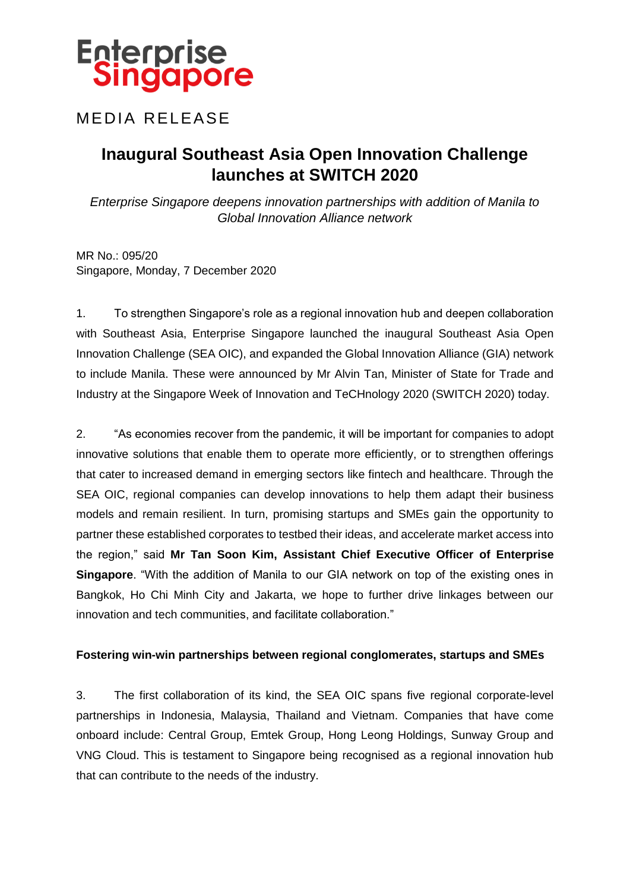Enterprise Singapore

MEDIA RELEASE

# Inaugural Southeast Asia Open Innovation Challenge launches at SWITCH 2020

*Enterprise Singapore deepens innovation partnerships with addition of Manila to Global Innovation Alliance network*

MR No.: 095/20
Singapore, Monday, 7 December 2020

1. To strengthen Singapore's role as a regional innovation hub and deepen collaboration with Southeast Asia, Enterprise Singapore launched the inaugural Southeast Asia Open Innovation Challenge (SEA OIC), and expanded the Global Innovation Alliance (GIA) network to include Manila. These were announced by Mr Alvin Tan, Minister of State for Trade and Industry at the Singapore Week of Innovation and TeCHnology 2020 (SWITCH 2020) today.

2. "As economies recover from the pandemic, it will be important for companies to adopt innovative solutions that enable them to operate more efficiently, or to strengthen offerings that cater to increased demand in emerging sectors like fintech and healthcare. Through the SEA OIC, regional companies can develop innovations to help them adapt their business models and remain resilient. In turn, promising startups and SMEs gain the opportunity to partner these established corporates to testbed their ideas, and accelerate market access into the region," said **Mr Tan Soon Kim, Assistant Chief Executive Officer of Enterprise Singapore**. "With the addition of Manila to our GIA network on top of the existing ones in Bangkok, Ho Chi Minh City and Jakarta, we hope to further drive linkages between our innovation and tech communities, and facilitate collaboration."

**Fostering win-win partnerships between regional conglomerates, startups and SMEs**

3. The first collaboration of its kind, the SEA OIC spans five regional corporate-level partnerships in Indonesia, Malaysia, Thailand and Vietnam. Companies that have come onboard include: Central Group, Emtek Group, Hong Leong Holdings, Sunway Group and VNG Cloud. This is testament to Singapore being recognised as a regional innovation hub that can contribute to the needs of the industry.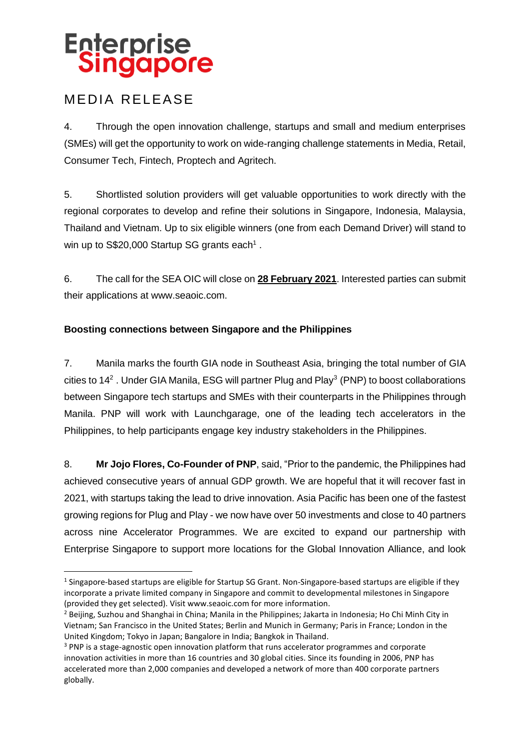4. Through the open innovation challenge, startups and small and medium enterprises (SMEs) will get the opportunity to work on wide-ranging challenge statements in Media, Retail, Consumer Tech, Fintech, Proptech and Agritech.

5. Shortlisted solution providers will get valuable opportunities to work directly with the regional corporates to develop and refine their solutions in Singapore, Indonesia, Malaysia, Thailand and Vietnam. Up to six eligible winners (one from each Demand Driver) will stand to win up to S$20,000 Startup SG grants each[1] .

6. The call for the SEA OIC will close on **28 February 2021**. Interested parties can submit their applications at www.seaoic.com.

**Boosting connections between Singapore and the Philippines**

7. Manila marks the fourth GIA node in Southeast Asia, bringing the total number of GIA cities to 14[2] . Under GIA Manila, ESG will partner Plug and Play[3] (PNP) to boost collaborations between Singapore tech startups and SMEs with their counterparts in the Philippines through Manila. PNP will work with Launchgarage, one of the leading tech accelerators in the Philippines, to help participants engage key industry stakeholders in the Philippines.

8. **Mr Jojo Flores, Co-Founder of PNP**, said, "Prior to the pandemic, the Philippines had achieved consecutive years of annual GDP growth. We are hopeful that it will recover fast in 2021, with startups taking the lead to drive innovation. Asia Pacific has been one of the fastest growing regions for Plug and Play - we now have over 50 investments and close to 40 partners across nine Accelerator Programmes. We are excited to expand our partnership with Enterprise Singapore to support more locations for the Global Innovation Alliance, and look

---

[1] Singapore-based startups are eligible for Startup SG Grant. Non-Singapore-based startups are eligible if they incorporate a private limited company in Singapore and commit to developmental milestones in Singapore (provided they get selected). Visit www.seaoic.com for more information.

[2] Beijing, Suzhou and Shanghai in China; Manila in the Philippines; Jakarta in Indonesia; Ho Chi Minh City in Vietnam; San Francisco in the United States; Berlin and Munich in Germany; Paris in France; London in the United Kingdom; Tokyo in Japan; Bangalore in India; Bangkok in Thailand.

[3] PNP is a stage-agnostic open innovation platform that runs accelerator programmes and corporate innovation activities in more than 16 countries and 30 global cities. Since its founding in 2006, PNP has accelerated more than 2,000 companies and developed a network of more than 400 corporate partners globally.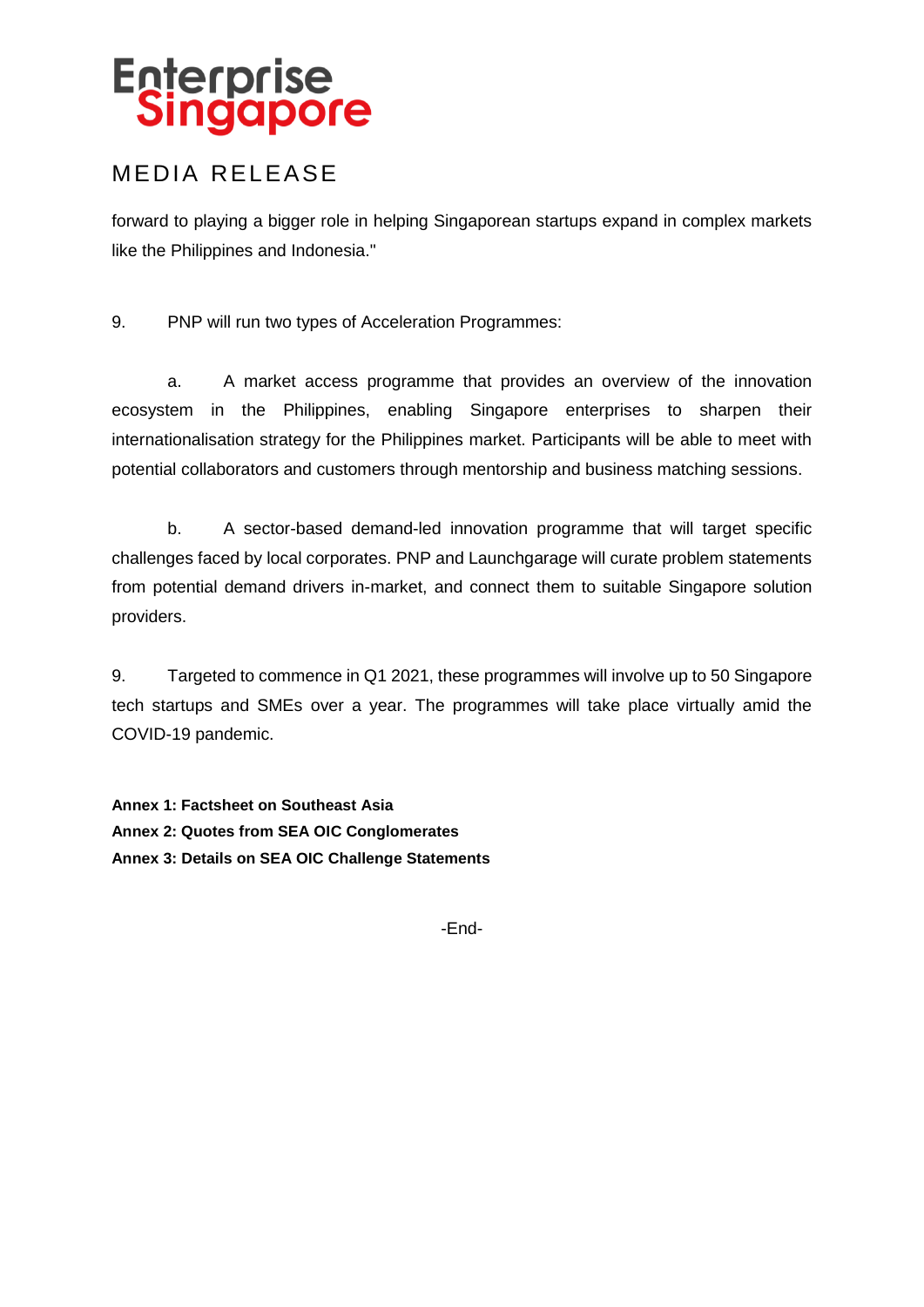forward to playing a bigger role in helping Singaporean startups expand in complex markets like the Philippines and Indonesia."

9. PNP will run two types of Acceleration Programmes:

a. A market access programme that provides an overview of the innovation ecosystem in the Philippines, enabling Singapore enterprises to sharpen their internationalisation strategy for the Philippines market. Participants will be able to meet with potential collaborators and customers through mentorship and business matching sessions.

b. A sector-based demand-led innovation programme that will target specific challenges faced by local corporates. PNP and Launchgarage will curate problem statements from potential demand drivers in-market, and connect them to suitable Singapore solution providers.

9. Targeted to commence in Q1 2021, these programmes will involve up to 50 Singapore tech startups and SMEs over a year. The programmes will take place virtually amid the COVID-19 pandemic.

**Annex 1: Factsheet on Southeast Asia**
**Annex 2: Quotes from SEA OIC Conglomerates**
**Annex 3: Details on SEA OIC Challenge Statements**

-End-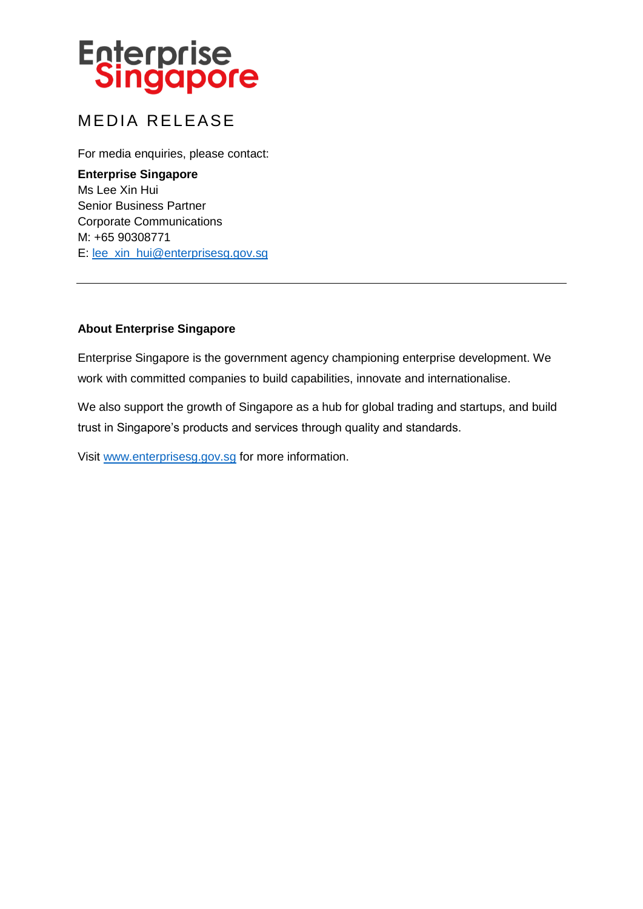# Enterprise Singapore

## MEDIA RELEASE

For media enquiries, please contact:

**Enterprise Singapore**
Ms Lee Xin Hui
Senior Business Partner
Corporate Communications
M: +65 90308771
E: lee_xin_hui@enterprisesg.gov.sg

---

**About Enterprise Singapore**

Enterprise Singapore is the government agency championing enterprise development. We work with committed companies to build capabilities, innovate and internationalise.

We also support the growth of Singapore as a hub for global trading and startups, and build trust in Singapore's products and services through quality and standards.

Visit www.enterprisesg.gov.sg for more information.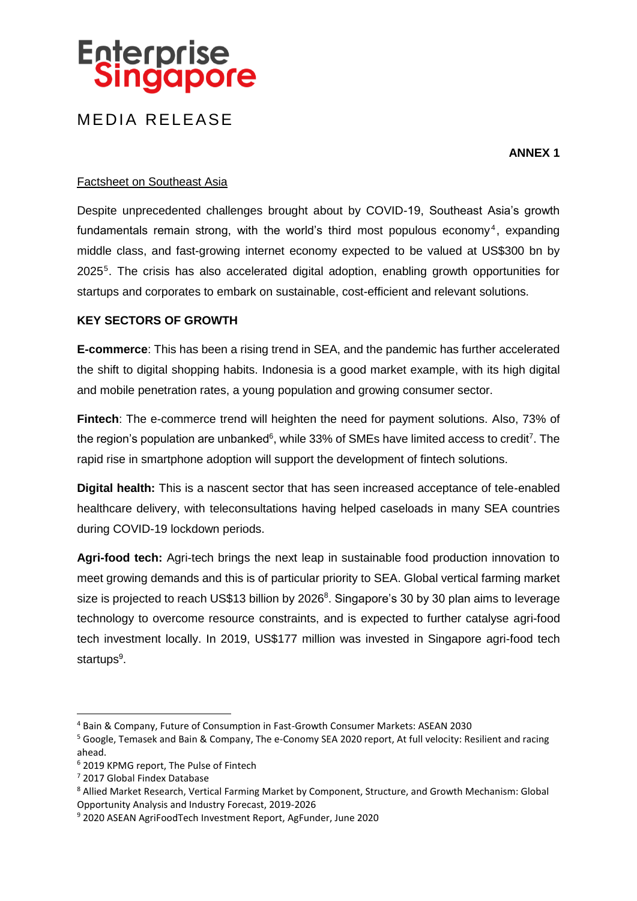# Enterprise Singapore

MEDIA RELEASE

**ANNEX 1**

Factsheet on Southeast Asia

Despite unprecedented challenges brought about by COVID-19, Southeast Asia's growth fundamentals remain strong, with the world's third most populous economy[4], expanding middle class, and fast-growing internet economy expected to be valued at US$300 bn by 2025[5]. The crisis has also accelerated digital adoption, enabling growth opportunities for startups and corporates to embark on sustainable, cost-efficient and relevant solutions.

**KEY SECTORS OF GROWTH**

**E-commerce**: This has been a rising trend in SEA, and the pandemic has further accelerated the shift to digital shopping habits. Indonesia is a good market example, with its high digital and mobile penetration rates, a young population and growing consumer sector.

**Fintech**: The e-commerce trend will heighten the need for payment solutions. Also, 73% of the region's population are unbanked[6], while 33% of SMEs have limited access to credit[7]. The rapid rise in smartphone adoption will support the development of fintech solutions.

**Digital health:** This is a nascent sector that has seen increased acceptance of tele-enabled healthcare delivery, with teleconsultations having helped caseloads in many SEA countries during COVID-19 lockdown periods.

**Agri-food tech:** Agri-tech brings the next leap in sustainable food production innovation to meet growing demands and this is of particular priority to SEA. Global vertical farming market size is projected to reach US$13 billion by 2026[8]. Singapore's 30 by 30 plan aims to leverage technology to overcome resource constraints, and is expected to further catalyse agri-food tech investment locally. In 2019, US$177 million was invested in Singapore agri-food tech startups[9].

---

[4] Bain & Company, Future of Consumption in Fast-Growth Consumer Markets: ASEAN 2030

[5] Google, Temasek and Bain & Company, The e-Conomy SEA 2020 report, At full velocity: Resilient and racing ahead.

[6] 2019 KPMG report, The Pulse of Fintech

[7] 2017 Global Findex Database

[8] Allied Market Research, Vertical Farming Market by Component, Structure, and Growth Mechanism: Global Opportunity Analysis and Industry Forecast, 2019-2026

[9] 2020 ASEAN AgriFoodTech Investment Report, AgFunder, June 2020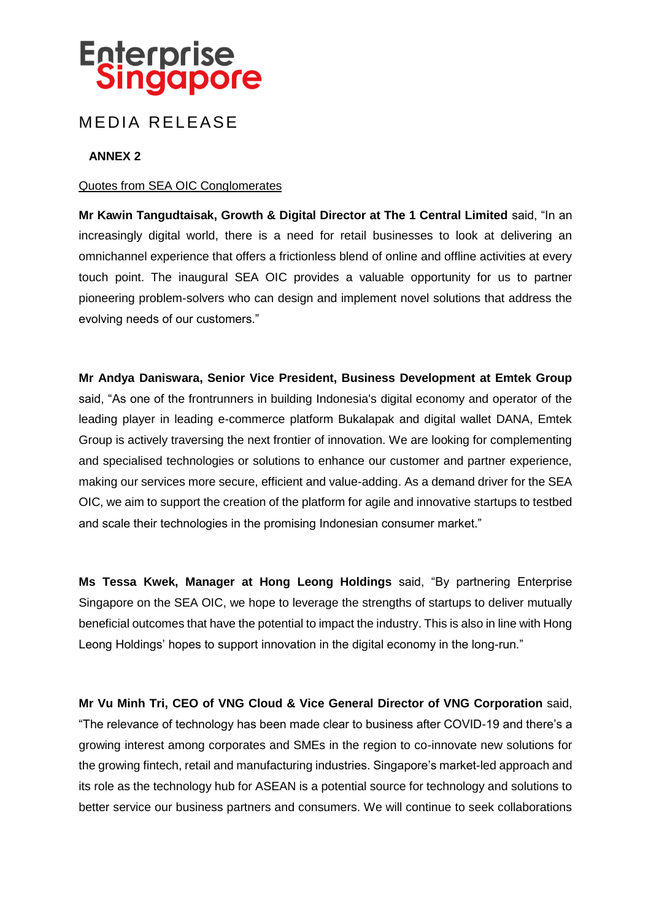Enterprise Singapore

MEDIA RELEASE

**ANNEX 2**

Quotes from SEA OIC Conglomerates

**Mr Kawin Tangudtaisak, Growth & Digital Director at The 1 Central Limited** said, "In an increasingly digital world, there is a need for retail businesses to look at delivering an omnichannel experience that offers a frictionless blend of online and offline activities at every touch point. The inaugural SEA OIC provides a valuable opportunity for us to partner pioneering problem-solvers who can design and implement novel solutions that address the evolving needs of our customers."

**Mr Andya Daniswara, Senior Vice President, Business Development at Emtek Group** said, "As one of the frontrunners in building Indonesia's digital economy and operator of the leading player in leading e-commerce platform Bukalapak and digital wallet DANA, Emtek Group is actively traversing the next frontier of innovation. We are looking for complementing and specialised technologies or solutions to enhance our customer and partner experience, making our services more secure, efficient and value-adding. As a demand driver for the SEA OIC, we aim to support the creation of the platform for agile and innovative startups to testbed and scale their technologies in the promising Indonesian consumer market."

**Ms Tessa Kwek, Manager at Hong Leong Holdings** said, "By partnering Enterprise Singapore on the SEA OIC, we hope to leverage the strengths of startups to deliver mutually beneficial outcomes that have the potential to impact the industry. This is also in line with Hong Leong Holdings' hopes to support innovation in the digital economy in the long-run."

**Mr Vu Minh Tri, CEO of VNG Cloud & Vice General Director of VNG Corporation** said, "The relevance of technology has been made clear to business after COVID-19 and there's a growing interest among corporates and SMEs in the region to co-innovate new solutions for the growing fintech, retail and manufacturing industries. Singapore's market-led approach and its role as the technology hub for ASEAN is a potential source for technology and solutions to better service our business partners and consumers. We will continue to seek collaborations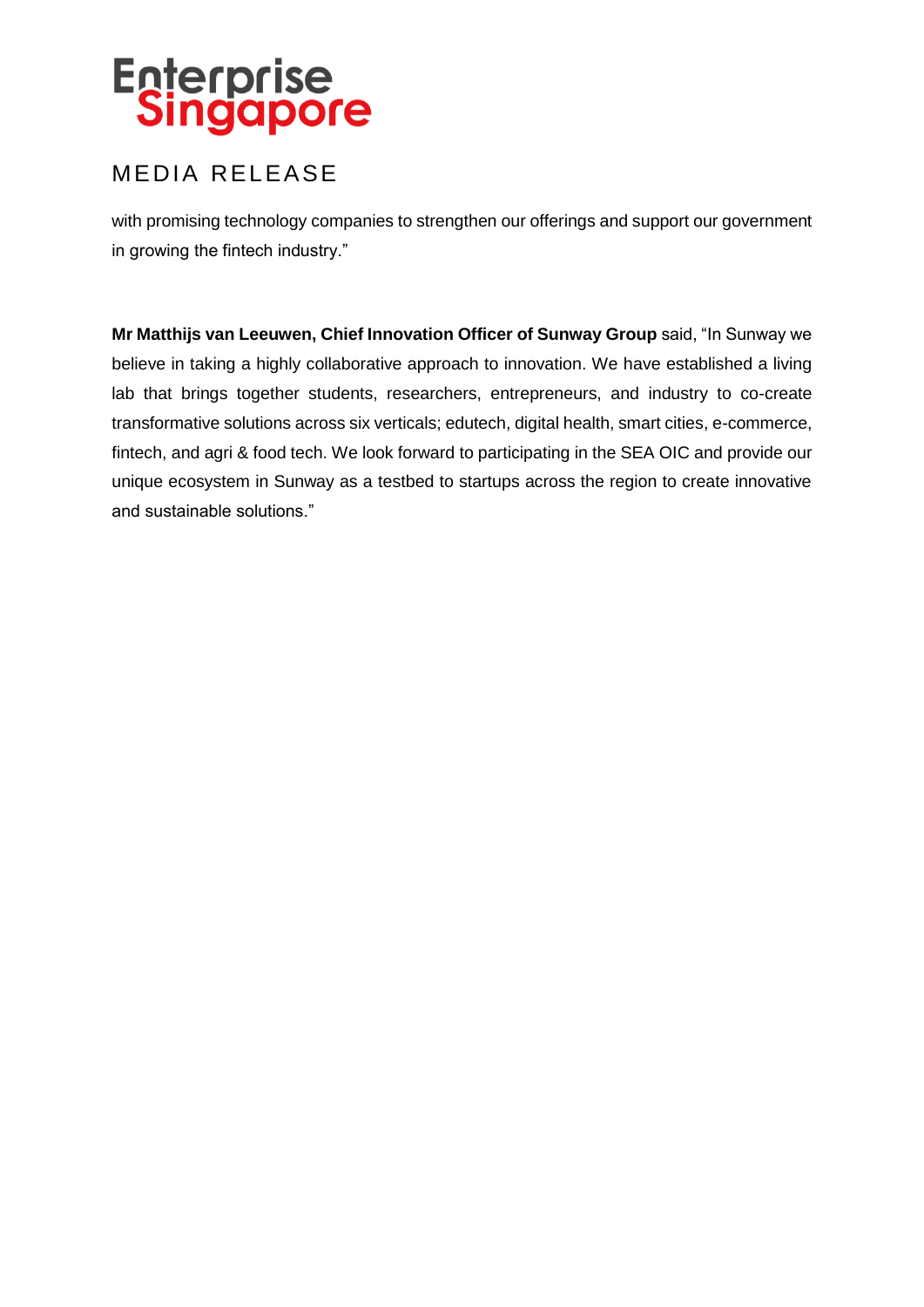with promising technology companies to strengthen our offerings and support our government in growing the fintech industry."

**Mr Matthijs van Leeuwen, Chief Innovation Officer of Sunway Group** said, "In Sunway we believe in taking a highly collaborative approach to innovation. We have established a living lab that brings together students, researchers, entrepreneurs, and industry to co-create transformative solutions across six verticals; edutech, digital health, smart cities, e-commerce, fintech, and agri & food tech. We look forward to participating in the SEA OIC and provide our unique ecosystem in Sunway as a testbed to startups across the region to create innovative and sustainable solutions."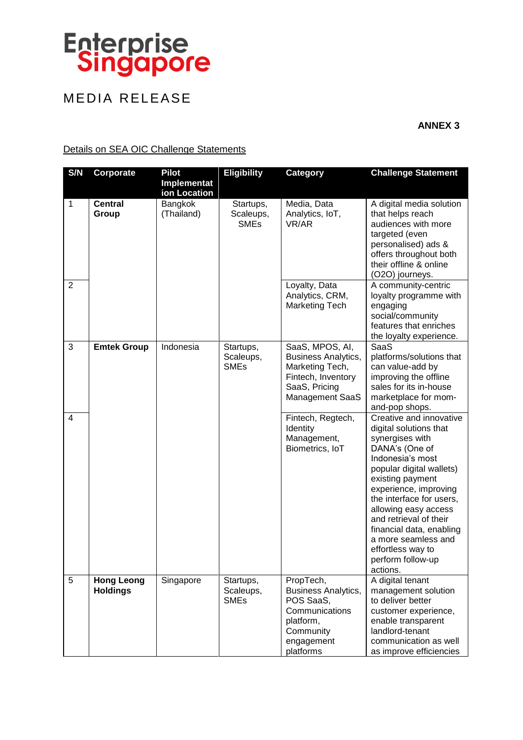Enterprise Singapore

MEDIA RELEASE

**ANNEX 3**

Details on SEA OIC Challenge Statements

| S/N | Corporate | Pilot Implementation Location | Eligibility | Category | Challenge Statement |
|---|---|---|---|---|---|
| 1 | **Central Group** | Bangkok (Thailand) | Startups, Scaleups, SMEs | Media, Data Analytics, IoT, VR/AR | A digital media solution that helps reach audiences with more targeted (even personalised) ads & offers throughout both their offline & online (O2O) journeys. |
| 2 | | | | Loyalty, Data Analytics, CRM, Marketing Tech | A community-centric loyalty programme with engaging social/community features that enriches the loyalty experience. |
| 3 | **Emtek Group** | Indonesia | Startups, Scaleups, SMEs | SaaS, MPOS, AI, Business Analytics, Marketing Tech, Fintech, Inventory SaaS, Pricing Management SaaS | SaaS platforms/solutions that can value-add by improving the offline sales for its in-house marketplace for mom-and-pop shops. |
| 4 | | | | Fintech, Regtech, Identity Management, Biometrics, IoT | Creative and innovative digital solutions that synergises with DANA's (One of Indonesia's most popular digital wallets) existing payment experience, improving the interface for users, allowing easy access and retrieval of their financial data, enabling a more seamless and effortless way to perform follow-up actions. |
| 5 | **Hong Leong Holdings** | Singapore | Startups, Scaleups, SMEs | PropTech, Business Analytics, POS SaaS, Communications platform, Community engagement platforms | A digital tenant management solution to deliver better customer experience, enable transparent landlord-tenant communication as well as improve efficiencies |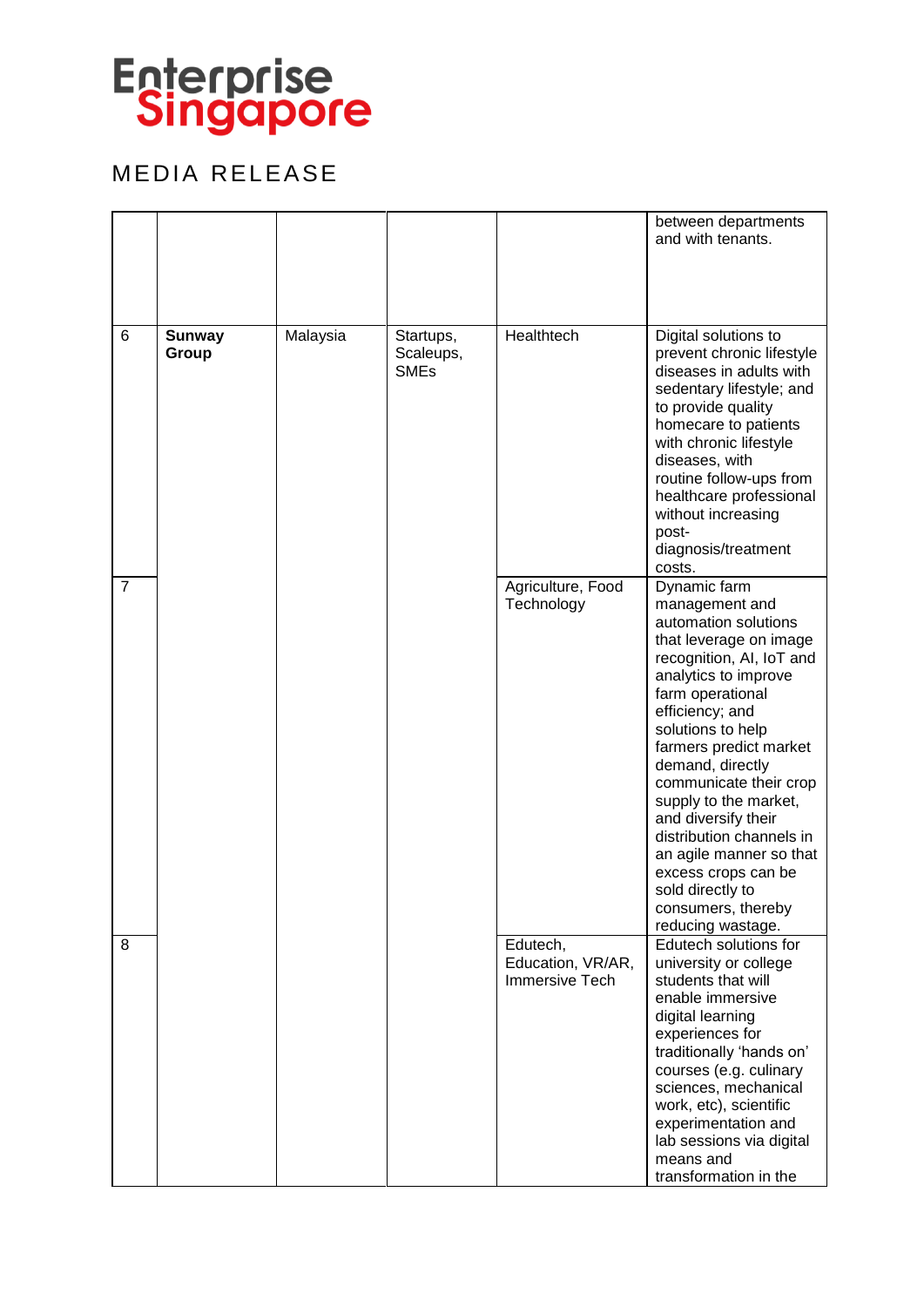# MEDIA RELEASE

| | | | | | |
|---|---|---|---|---|---|
| | | | | | between departments and with tenants. |
| 6 | **Sunway Group** | Malaysia | Startups, Scaleups, SMEs | Healthtech | Digital solutions to prevent chronic lifestyle diseases in adults with sedentary lifestyle; and to provide quality homecare to patients with chronic lifestyle diseases, with routine follow-ups from healthcare professional without increasing post-diagnosis/treatment costs. |
| 7 | | | | Agriculture, Food Technology | Dynamic farm management and automation solutions that leverage on image recognition, AI, IoT and analytics to improve farm operational efficiency; and solutions to help farmers predict market demand, directly communicate their crop supply to the market, and diversify their distribution channels in an agile manner so that excess crops can be sold directly to consumers, thereby reducing wastage. |
| 8 | | | | Edutech, Education, VR/AR, Immersive Tech | Edutech solutions for university or college students that will enable immersive digital learning experiences for traditionally 'hands on' courses (e.g. culinary sciences, mechanical work, etc), scientific experimentation and lab sessions via digital means and transformation in the |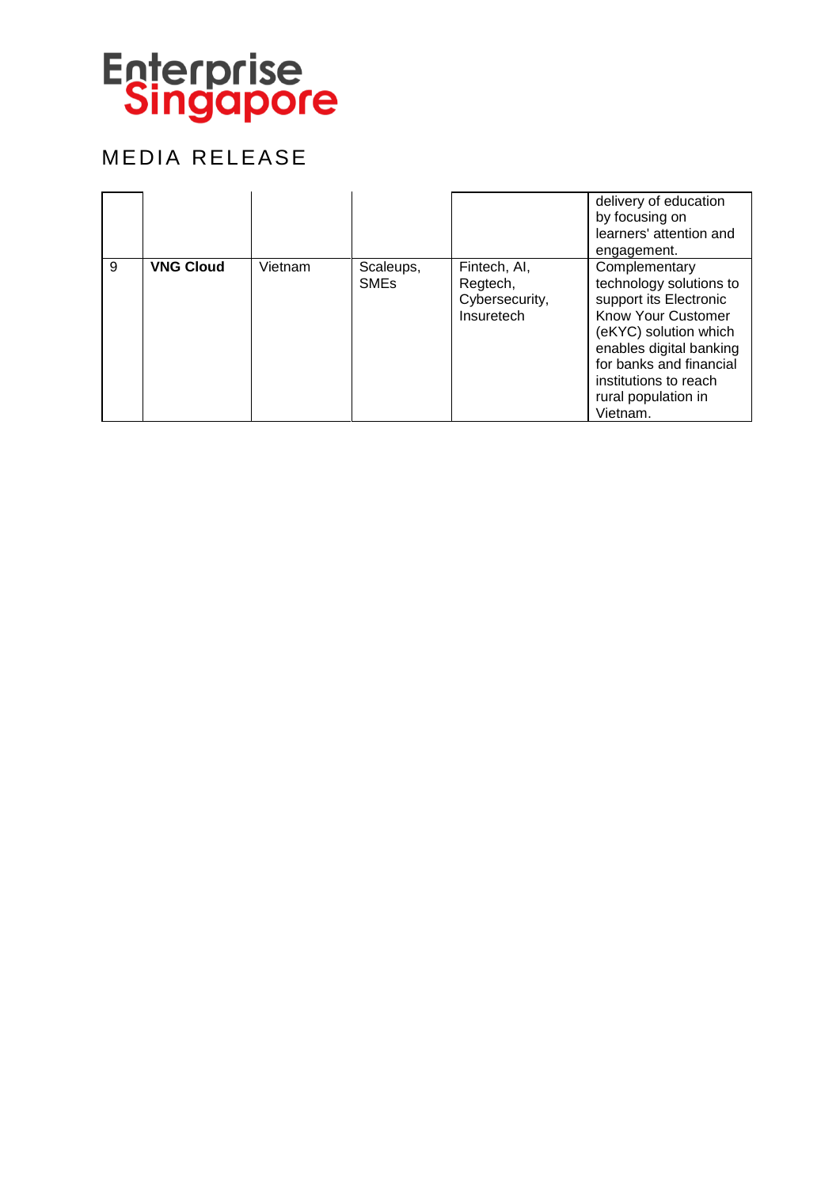# MEDIA RELEASE

| | | | | | |
|---|---|---|---|---|---|
| | | | | | delivery of education by focusing on learners' attention and engagement. |
| 9 | **VNG Cloud** | Vietnam | Scaleups, SMEs | Fintech, AI, Regtech, Cybersecurity, Insuretech | Complementary technology solutions to support its Electronic Know Your Customer (eKYC) solution which enables digital banking for banks and financial institutions to reach rural population in Vietnam. |